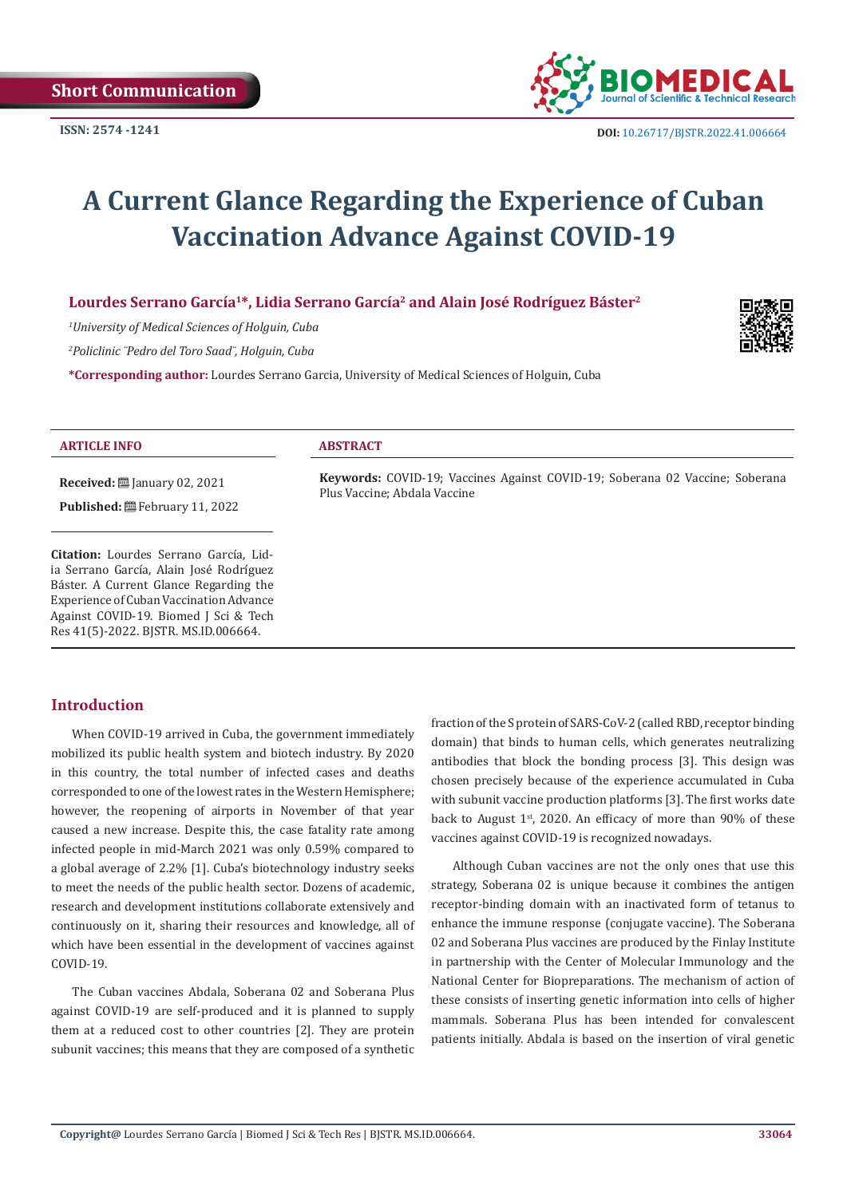Short Communication

ISSN: 2574 -1241

DOI: 10.26717/BJSTR.2022.41.006664

# A Current Glance Regarding the Experience of Cuban Vaccination Advance Against COVID-19

**Lourdes Serrano García[1]*, Lidia Serrano García[2] and Alain José Rodríguez Báster[2]**

*[1]University of Medical Sciences of Holguin, Cuba*

*[2]Policlinic ¨Pedro del Toro Saad¨, Holguin, Cuba*

***Corresponding author:** Lourdes Serrano Garcia, University of Medical Sciences of Holguin, Cuba

### ARTICLE INFO

**Received:** January 02, 2021

**Published:** February 11, 2022

**Citation:** Lourdes Serrano García, Lidia Serrano García, Alain José Rodríguez Báster. A Current Glance Regarding the Experience of Cuban Vaccination Advance Against COVID-19. Biomed J Sci & Tech Res 41(5)-2022. BJSTR. MS.ID.006664.

### ABSTRACT

**Keywords:** COVID-19; Vaccines Against COVID-19; Soberana 02 Vaccine; Soberana Plus Vaccine; Abdala Vaccine

## Introduction

When COVID-19 arrived in Cuba, the government immediately mobilized its public health system and biotech industry. By 2020 in this country, the total number of infected cases and deaths corresponded to one of the lowest rates in the Western Hemisphere; however, the reopening of airports in November of that year caused a new increase. Despite this, the case fatality rate among infected people in mid-March 2021 was only 0.59% compared to a global average of 2.2% [1]. Cuba's biotechnology industry seeks to meet the needs of the public health sector. Dozens of academic, research and development institutions collaborate extensively and continuously on it, sharing their resources and knowledge, all of which have been essential in the development of vaccines against COVID-19.

The Cuban vaccines Abdala, Soberana 02 and Soberana Plus against COVID-19 are self-produced and it is planned to supply them at a reduced cost to other countries [2]. They are protein subunit vaccines; this means that they are composed of a synthetic fraction of the S protein of SARS-CoV-2 (called RBD, receptor binding domain) that binds to human cells, which generates neutralizing antibodies that block the bonding process [3]. This design was chosen precisely because of the experience accumulated in Cuba with subunit vaccine production platforms [3]. The first works date back to August 1st, 2020. An efficacy of more than 90% of these vaccines against COVID-19 is recognized nowadays.

Although Cuban vaccines are not the only ones that use this strategy, Soberana 02 is unique because it combines the antigen receptor-binding domain with an inactivated form of tetanus to enhance the immune response (conjugate vaccine). The Soberana 02 and Soberana Plus vaccines are produced by the Finlay Institute in partnership with the Center of Molecular Immunology and the National Center for Biopreparations. The mechanism of action of these consists of inserting genetic information into cells of higher mammals. Soberana Plus has been intended for convalescent patients initially. Abdala is based on the insertion of viral genetic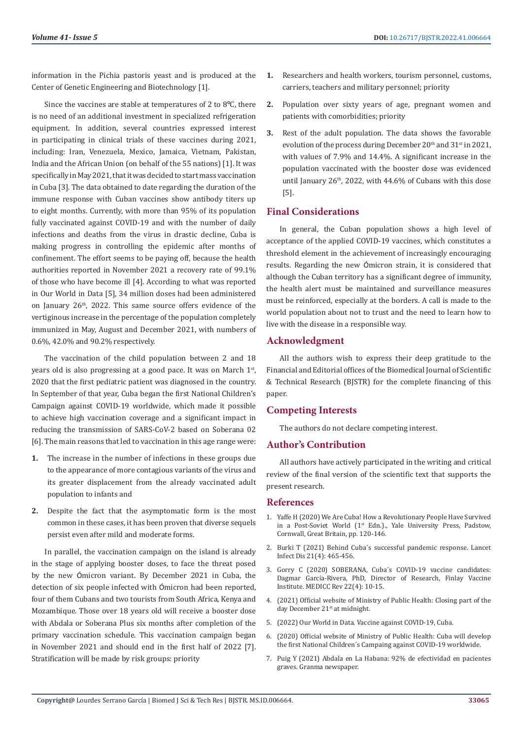information in the Pichia pastoris yeast and is produced at the Center of Genetic Engineering and Biotechnology [1].

Since the vaccines are stable at temperatures of 2 to 8ºC, there is no need of an additional investment in specialized refrigeration equipment. In addition, several countries expressed interest in participating in clinical trials of these vaccines during 2021, including: Iran, Venezuela, Mexico, Jamaica, Vietnam, Pakistan, India and the African Union (on behalf of the 55 nations) [1]. It was specifically in May 2021, that it was decided to start mass vaccination in Cuba [3]. The data obtained to date regarding the duration of the immune response with Cuban vaccines show antibody titers up to eight months. Currently, with more than 95% of its population fully vaccinated against COVID-19 and with the number of daily infections and deaths from the virus in drastic decline, Cuba is making progress in controlling the epidemic after months of confinement. The effort seems to be paying off, because the health authorities reported in November 2021 a recovery rate of 99.1% of those who have become ill [4]. According to what was reported in Our World in Data [5], 34 million doses had been administered on January 26th, 2022. This same source offers evidence of the vertiginous increase in the percentage of the population completely immunized in May, August and December 2021, with numbers of 0.6%, 42.0% and 90.2% respectively.

The vaccination of the child population between 2 and 18 years old is also progressing at a good pace. It was on March 1st, 2020 that the first pediatric patient was diagnosed in the country. In September of that year, Cuba began the first National Children's Campaign against COVID-19 worldwide, which made it possible to achieve high vaccination coverage and a significant impact in reducing the transmission of SARS-CoV-2 based on Soberana 02 [6]. The main reasons that led to vaccination in this age range were:

1. The increase in the number of infections in these groups due to the appearance of more contagious variants of the virus and its greater displacement from the already vaccinated adult population to infants and
2. Despite the fact that the asymptomatic form is the most common in these cases, it has been proven that diverse sequels persist even after mild and moderate forms.

In parallel, the vaccination campaign on the island is already in the stage of applying booster doses, to face the threat posed by the new Ómicron variant. By December 2021 in Cuba, the detection of six people infected with Ómicron had been reported, four of them Cubans and two tourists from South Africa, Kenya and Mozambique. Those over 18 years old will receive a booster dose with Abdala or Soberana Plus six months after completion of the primary vaccination schedule. This vaccination campaign began in November 2021 and should end in the first half of 2022 [7]. Stratification will be made by risk groups: priority

1. Researchers and health workers, tourism personnel, customs, carriers, teachers and military personnel; priority
2. Population over sixty years of age, pregnant women and patients with comorbidities; priority
3. Rest of the adult population. The data shows the favorable evolution of the process during December 20th and 31st in 2021, with values of 7.9% and 14.4%. A significant increase in the population vaccinated with the booster dose was evidenced until January 26th, 2022, with 44.6% of Cubans with this dose [5].

## Final Considerations

In general, the Cuban population shows a high level of acceptance of the applied COVID-19 vaccines, which constitutes a threshold element in the achievement of increasingly encouraging results. Regarding the new Ómicron strain, it is considered that although the Cuban territory has a significant degree of immunity, the health alert must be maintained and surveillance measures must be reinforced, especially at the borders. A call is made to the world population about not to trust and the need to learn how to live with the disease in a responsible way.

## Acknowledgment

All the authors wish to express their deep gratitude to the Financial and Editorial offices of the Biomedical Journal of Scientific & Technical Research (BJSTR) for the complete financing of this paper.

## Competing Interests

The authors do not declare competing interest.

## Author's Contribution

All authors have actively participated in the writing and critical review of the final version of the scientific text that supports the present research.

## References

1. Yaffe H (2020) We Are Cuba! How a Revolutionary People Have Survived in a Post-Soviet World (1st Edn.)., Yale University Press, Padstow, Cornwall, Great Britain, pp. 120-146.
2. Burki T (2021) Behind Cuba´s successful pandemic response. Lancet Infect Dis 21(4): 465-456.
3. Gorry C (2020) SOBERANA, Cuba´s COVID-19 vaccine candidates: Dagmar García-Rivera, PhD, Director of Research, Finlay Vaccine Institute. MEDICC Rev 22(4): 10-15.
4. (2021) Official website of Ministry of Public Health: Closing part of the day December 21st at midnight.
5. (2022) Our World in Data. Vaccine against COVID-19, Cuba.
6. (2020) Official website of Ministry of Public Health: Cuba will develop the first National Children´s Campaing against COVID-19 worldwide.
7. Puig Y (2021) Abdala en La Habana: 92% de efectividad en pacientes graves. Granma newspaper.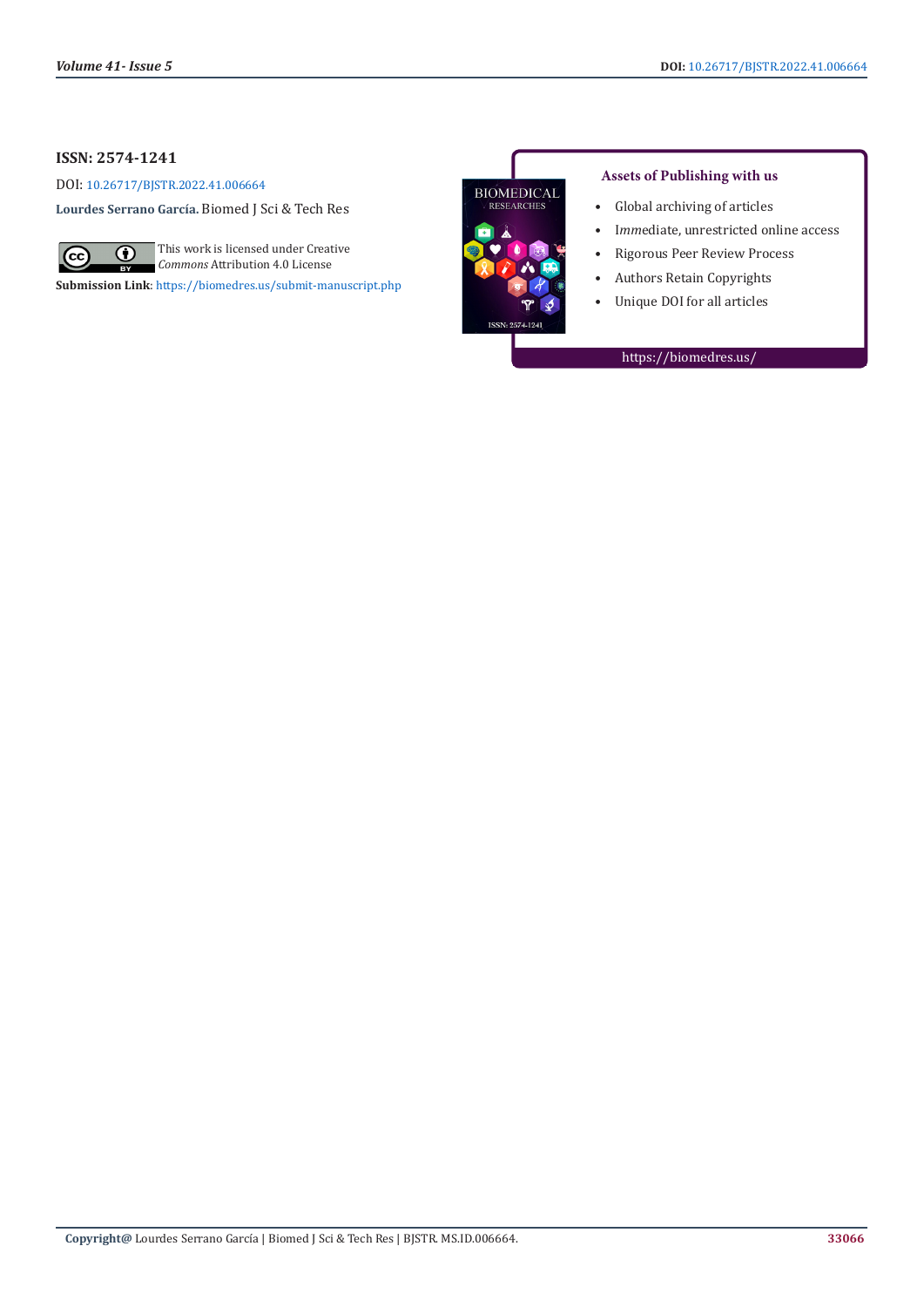**ISSN: 2574-1241**

DOI: 10.26717/BJSTR.2022.41.006664

**Lourdes Serrano García.** Biomed J Sci & Tech Res

This work is licensed under Creative *Commons* Attribution 4.0 License

**Submission Link**: https://biomedres.us/submit-manuscript.php

### Assets of Publishing with us

- Global archiving of articles
- Immediate, unrestricted online access
- Rigorous Peer Review Process
- Authors Retain Copyrights
- Unique DOI for all articles

https://biomedres.us/